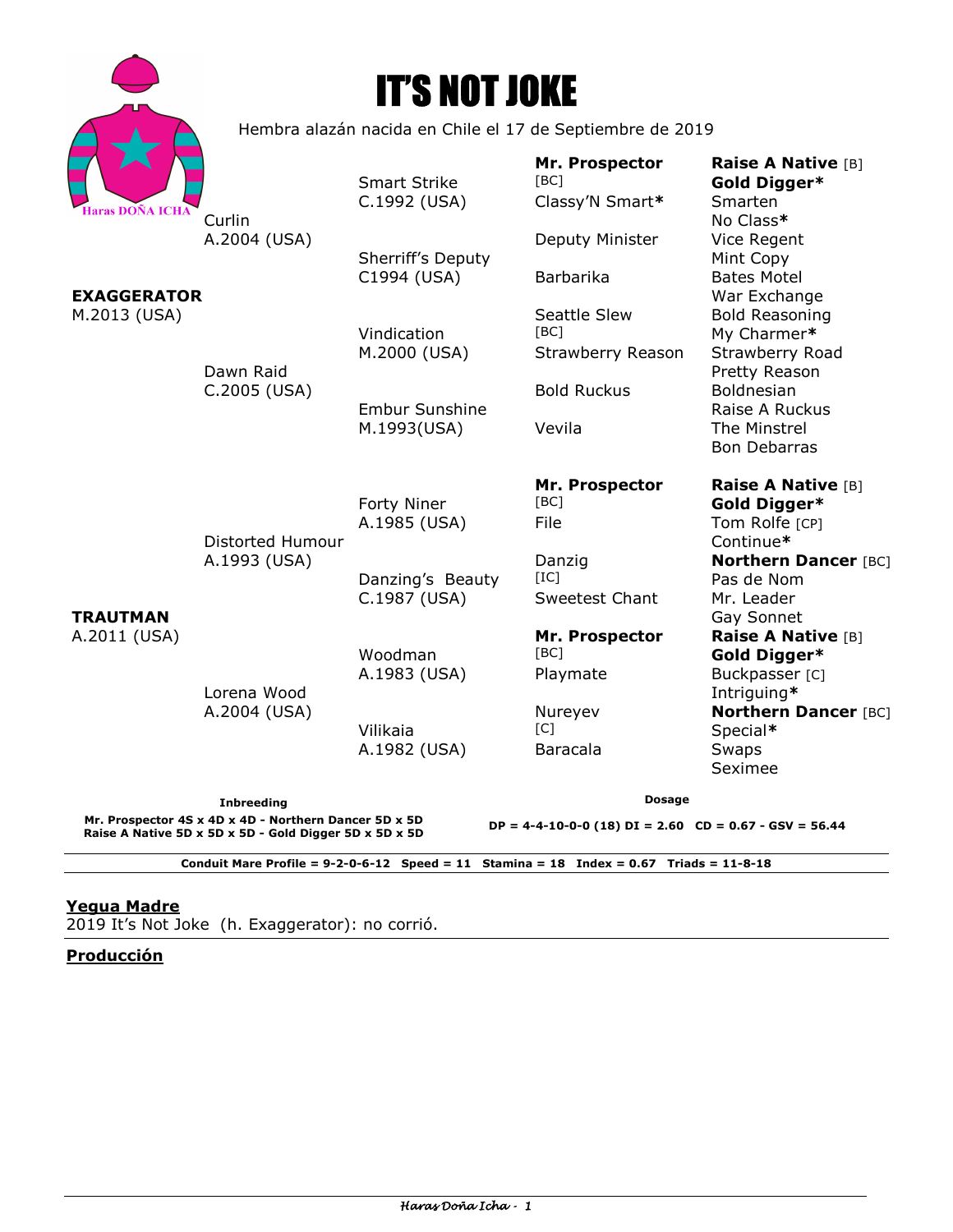# IT'S NOT JOKE

Hembra alazán nacida en Chile el 17 de Septiembre de 2019

| | | | | |
|---|---|---|---|---|
| **EXAGGERATOR** M.2013 (USA) | Curlin A.2004 (USA) | Smart Strike C.1992 (USA) | **Mr. Prospector** [BC] | **Raise A Native** [B] |
| | | | | **Gold Digger*** |
| | | | Classy'N Smart* | Smarten |
| | | | | No Class* |
| | | Sherriff's Deputy C1994 (USA) | Deputy Minister | Vice Regent |
| | | | | Mint Copy |
| | | | Barbarika | Bates Motel |
| | | | | War Exchange |
| | Dawn Raid C.2005 (USA) | Vindication M.2000 (USA) | Seattle Slew [BC] | Bold Reasoning |
| | | | | My Charmer* |
| | | | Strawberry Reason | Strawberry Road |
| | | | | Pretty Reason |
| | | Embur Sunshine M.1993(USA) | Bold Ruckus | Boldnesian |
| | | | | Raise A Ruckus |
| | | | Vevila | The Minstrel |
| | | | | Bon Debarras |
| **TRAUTMAN** A.2011 (USA) | Distorted Humour A.1993 (USA) | Forty Niner A.1985 (USA) | **Mr. Prospector** [BC] | **Raise A Native** [B] |
| | | | | **Gold Digger*** |
| | | | File | Tom Rolfe [CP] |
| | | | | Continue* |
| | | Danzing's Beauty C.1987 (USA) | Danzig [IC] | **Northern Dancer** [BC] |
| | | | | Pas de Nom |
| | | | Sweetest Chant | Mr. Leader |
| | | | | Gay Sonnet |
| | Lorena Wood A.2004 (USA) | Woodman A.1983 (USA) | **Mr. Prospector** [BC] | **Raise A Native** [B] |
| | | | | **Gold Digger*** |
| | | | Playmate | Buckpasser [C] |
| | | | | Intriguing* |
| | | Vilikaia A.1982 (USA) | Nureyev [C] | **Northern Dancer** [BC] |
| | | | | Special* |
| | | | Baracala | Swaps |
| | | | | Seximee |

**Inbreeding**

**Mr. Prospector 4S x 4D x 4D - Northern Dancer 5D x 5D**
**Raise A Native 5D x 5D x 5D - Gold Digger 5D x 5D x 5D**

**Dosage**

**DP = 4-4-10-0-0 (18) DI = 2.60 CD = 0.67 - GSV = 56.44**

**Conduit Mare Profile = 9-2-0-6-12 Speed = 11 Stamina = 18 Index = 0.67 Triads = 11-8-18**

## Yegua Madre

2019 It's Not Joke (h. Exaggerator): no corrió.

## Producción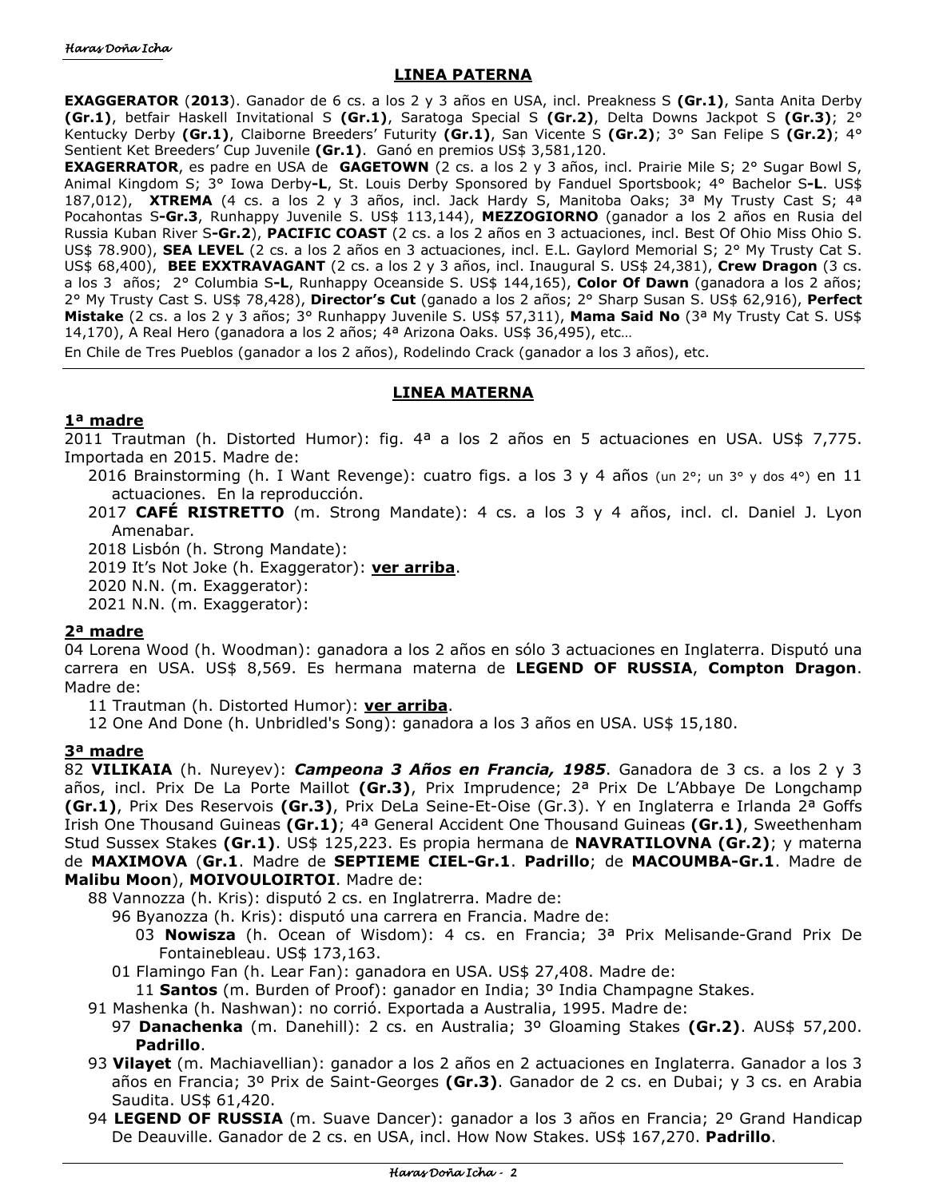## LINEA PATERNA

**EXAGGERATOR** (**2013**). Ganador de 6 cs. a los 2 y 3 años en USA, incl. Preakness S **(Gr.1)**, Santa Anita Derby **(Gr.1)**, betfair Haskell Invitational S **(Gr.1)**, Saratoga Special S **(Gr.2)**, Delta Downs Jackpot S **(Gr.3)**; 2° Kentucky Derby **(Gr.1)**, Claiborne Breeders' Futurity **(Gr.1)**, San Vicente S **(Gr.2)**; 3° San Felipe S **(Gr.2)**; 4° Sentient Ket Breeders' Cup Juvenile **(Gr.1)**. Ganó en premios US$ 3,581,120.

**EXAGERRATOR**, es padre en USA de **GAGETOWN** (2 cs. a los 2 y 3 años, incl. Prairie Mile S; 2° Sugar Bowl S, Animal Kingdom S; 3° Iowa Derby**-L**, St. Louis Derby Sponsored by Fanduel Sportsbook; 4° Bachelor S**-L**. US$ 187,012), **XTREMA** (4 cs. a los 2 y 3 años, incl. Jack Hardy S, Manitoba Oaks; 3ª My Trusty Cast S; 4ª Pocahontas S**-Gr.3**, Runhappy Juvenile S. US$ 113,144), **MEZZOGIORNO** (ganador a los 2 años en Rusia del Russia Kuban River S**-Gr.2**), **PACIFIC COAST** (2 cs. a los 2 años en 3 actuaciones, incl. Best Of Ohio Miss Ohio S. US$ 78.900), **SEA LEVEL** (2 cs. a los 2 años en 3 actuaciones, incl. E.L. Gaylord Memorial S; 2° My Trusty Cat S. US$ 68,400), **BEE EXXTRAVAGANT** (2 cs. a los 2 y 3 años, incl. Inaugural S. US$ 24,381), **Crew Dragon** (3 cs. a los 3 años; 2° Columbia S**-L**, Runhappy Oceanside S. US$ 144,165), **Color Of Dawn** (ganadora a los 2 años; 2° My Trusty Cast S. US$ 78,428), **Director's Cut** (ganado a los 2 años; 2° Sharp Susan S. US$ 62,916), **Perfect Mistake** (2 cs. a los 2 y 3 años; 3° Runhappy Juvenile S. US$ 57,311), **Mama Said No** (3ª My Trusty Cat S. US$ 14,170), A Real Hero (ganadora a los 2 años; 4ª Arizona Oaks. US$ 36,495), etc…

En Chile de Tres Pueblos (ganador a los 2 años), Rodelindo Crack (ganador a los 3 años), etc.

## LINEA MATERNA

### 1ª madre

2011 Trautman (h. Distorted Humor): fig. 4ª a los 2 años en 5 actuaciones en USA. US$ 7,775. Importada en 2015. Madre de:

- 2016 Brainstorming (h. I Want Revenge): cuatro figs. a los 3 y 4 años (un 2°; un 3° y dos 4°) en 11 actuaciones. En la reproducción.
- 2017 **CAFÉ RISTRETTO** (m. Strong Mandate): 4 cs. a los 3 y 4 años, incl. cl. Daniel J. Lyon Amenabar.
- 2018 Lisbón (h. Strong Mandate):
- 2019 It's Not Joke (h. Exaggerator): **ver arriba**.
- 2020 N.N. (m. Exaggerator):
- 2021 N.N. (m. Exaggerator):

### 2ª madre

04 Lorena Wood (h. Woodman): ganadora a los 2 años en sólo 3 actuaciones en Inglaterra. Disputó una carrera en USA. US$ 8,569. Es hermana materna de **LEGEND OF RUSSIA**, **Compton Dragon**. Madre de:

- 11 Trautman (h. Distorted Humor): **ver arriba**.
- 12 One And Done (h. Unbridled's Song): ganadora a los 3 años en USA. US$ 15,180.

### 3ª madre

82 **VILIKAIA** (h. Nureyev): ***Campeona 3 Años en Francia, 1985***. Ganadora de 3 cs. a los 2 y 3 años, incl. Prix De La Porte Maillot **(Gr.3)**, Prix Imprudence; 2ª Prix De L'Abbaye De Longchamp **(Gr.1)**, Prix Des Reservois **(Gr.3)**, Prix DeLa Seine-Et-Oise (Gr.3). Y en Inglaterra e Irlanda 2ª Goffs Irish One Thousand Guineas **(Gr.1)**; 4ª General Accident One Thousand Guineas **(Gr.1)**, Sweethenham Stud Sussex Stakes **(Gr.1)**. US$ 125,223. Es propia hermana de **NAVRATILOVNA (Gr.2)**; y materna de **MAXIMOVA** (**Gr.1**. Madre de **SEPTIEME CIEL-Gr.1**. **Padrillo**; de **MACOUMBA-Gr.1**. Madre de **Malibu Moon**), **MOIVOULOIRTOI**. Madre de:

- 88 Vannozza (h. Kris): disputó 2 cs. en Inglatrerra. Madre de:
  - 96 Byanozza (h. Kris): disputó una carrera en Francia. Madre de:
    - 03 **Nowisza** (h. Ocean of Wisdom): 4 cs. en Francia; 3ª Prix Melisande-Grand Prix De Fontainebleau. US$ 173,163.
  - 01 Flamingo Fan (h. Lear Fan): ganadora en USA. US$ 27,408. Madre de:
    - 11 **Santos** (m. Burden of Proof): ganador en India; 3º India Champagne Stakes.
- 91 Mashenka (h. Nashwan): no corrió. Exportada a Australia, 1995. Madre de:
  - 97 **Danachenka** (m. Danehill): 2 cs. en Australia; 3º Gloaming Stakes **(Gr.2)**. AUS$ 57,200. **Padrillo**.
- 93 **Vilayet** (m. Machiavellian): ganador a los 2 años en 2 actuaciones en Inglaterra. Ganador a los 3 años en Francia; 3º Prix de Saint-Georges **(Gr.3)**. Ganador de 2 cs. en Dubai; y 3 cs. en Arabia Saudita. US$ 61,420.
- 94 **LEGEND OF RUSSIA** (m. Suave Dancer): ganador a los 3 años en Francia; 2º Grand Handicap De Deauville. Ganador de 2 cs. en USA, incl. How Now Stakes. US$ 167,270. **Padrillo**.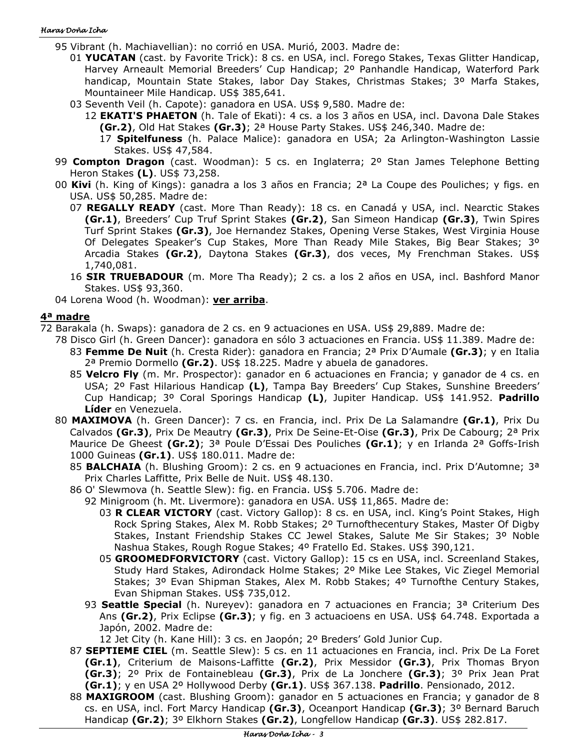95 Vibrant (h. Machiavellian): no corrió en USA. Murió, 2003. Madre de:

- 01 **YUCATAN** (cast. by Favorite Trick): 8 cs. en USA, incl. Forego Stakes, Texas Glitter Handicap, Harvey Arneault Memorial Breeders' Cup Handicap; 2º Panhandle Handicap, Waterford Park handicap, Mountain State Stakes, labor Day Stakes, Christmas Stakes; 3º Marfa Stakes, Mountaineer Mile Handicap. US$ 385,641.
- 03 Seventh Veil (h. Capote): ganadora en USA. US$ 9,580. Madre de:
  - 12 **EKATI'S PHAETON** (h. Tale of Ekati): 4 cs. a los 3 años en USA, incl. Davona Dale Stakes **(Gr.2)**, Old Hat Stakes **(Gr.3)**; 2ª House Party Stakes. US$ 246,340. Madre de:
    - 17 **Spitelfuness** (h. Palace Malice): ganadora en USA; 2a Arlington-Washington Lassie Stakes. US$ 47,584.

99 **Compton Dragon** (cast. Woodman): 5 cs. en Inglaterra; 2º Stan James Telephone Betting Heron Stakes **(L)**. US$ 73,258.

00 **Kivi** (h. King of Kings): ganadra a los 3 años en Francia; 2ª La Coupe des Pouliches; y figs. en USA. US$ 50,285. Madre de:

- 07 **REGALLY READY** (cast. More Than Ready): 18 cs. en Canadá y USA, incl. Nearctic Stakes **(Gr.1)**, Breeders' Cup Truf Sprint Stakes **(Gr.2)**, San Simeon Handicap **(Gr.3)**, Twin Spires Turf Sprint Stakes **(Gr.3)**, Joe Hernandez Stakes, Opening Verse Stakes, West Virginia House Of Delegates Speaker's Cup Stakes, More Than Ready Mile Stakes, Big Bear Stakes; 3º Arcadia Stakes **(Gr.2)**, Daytona Stakes **(Gr.3)**, dos veces, My Frenchman Stakes. US$ 1,740,081.
- 16 **SIR TRUEBADOUR** (m. More Tha Ready); 2 cs. a los 2 años en USA, incl. Bashford Manor Stakes. US$ 93,360.

04 Lorena Wood (h. Woodman): **ver arriba**.

## 4ª madre

72 Barakala (h. Swaps): ganadora de 2 cs. en 9 actuaciones en USA. US$ 29,889. Madre de:

- 78 Disco Girl (h. Green Dancer): ganadora en sólo 3 actuaciones en Francia. US$ 11.389. Madre de:
  - 83 **Femme De Nuit** (h. Cresta Rider): ganadora en Francia; 2ª Prix D'Aumale **(Gr.3)**; y en Italia 2ª Premio Dormello **(Gr.2)**. US$ 18.225. Madre y abuela de ganadores.
  - 85 **Velcro Fly** (m. Mr. Prospector): ganador en 6 actuaciones en Francia; y ganador de 4 cs. en USA; 2º Fast Hilarious Handicap **(L)**, Tampa Bay Breeders' Cup Stakes, Sunshine Breeders' Cup Handicap; 3º Coral Sporings Handicap **(L)**, Jupiter Handicap. US$ 141.952. **Padrillo Líder** en Venezuela.
- 80 **MAXIMOVA** (h. Green Dancer): 7 cs. en Francia, incl. Prix De La Salamandre **(Gr.1)**, Prix Du Calvados **(Gr.3)**, Prix De Meautry **(Gr.3)**, Prix De Seine-Et-Oise **(Gr.3)**, Prix De Cabourg; 2ª Prix Maurice De Gheest **(Gr.2)**; 3ª Poule D'Essai Des Pouliches **(Gr.1)**; y en Irlanda 2ª Goffs-Irish 1000 Guineas **(Gr.1)**. US$ 180.011. Madre de:
  - 85 **BALCHAIA** (h. Blushing Groom): 2 cs. en 9 actuaciones en Francia, incl. Prix D'Automne; 3ª Prix Charles Laffitte, Prix Belle de Nuit. US$ 48.130.
  - 86 O' Slewmova (h. Seattle Slew): fig. en Francia. US$ 5.706. Madre de:
    - 92 Minigroom (h. Mt. Livermore): ganadora en USA. US$ 11,865. Madre de:
      - 03 **R CLEAR VICTORY** (cast. Victory Gallop): 8 cs. en USA, incl. King's Point Stakes, High Rock Spring Stakes, Alex M. Robb Stakes; 2º Turnofthecentury Stakes, Master Of Digby Stakes, Instant Friendship Stakes CC Jewel Stakes, Salute Me Sir Stakes; 3º Noble Nashua Stakes, Rough Rogue Stakes; 4º Fratello Ed. Stakes. US$ 390,121.
      - 05 **GROOMEDFORVICTORY** (cast. Victory Gallop): 15 cs en USA, incl. Screenland Stakes, Study Hard Stakes, Adirondack Holme Stakes; 2º Mike Lee Stakes, Vic Ziegel Memorial Stakes; 3º Evan Shipman Stakes, Alex M. Robb Stakes; 4º Turnofthe Century Stakes, Evan Shipman Stakes. US$ 735,012.
    - 93 **Seattle Special** (h. Nureyev): ganadora en 7 actuaciones en Francia; 3ª Criterium Des Ans **(Gr.2)**, Prix Eclipse **(Gr.3)**; y fig. en 3 actuacioens en USA. US$ 64.748. Exportada a Japón, 2002. Madre de:
      - 12 Jet City (h. Kane Hill): 3 cs. en Jaopón; 2º Breders' Gold Junior Cup.
  - 87 **SEPTIEME CIEL** (m. Seattle Slew): 5 cs. en 11 actuaciones en Francia, incl. Prix De La Foret **(Gr.1)**, Criterium de Maisons-Laffitte **(Gr.2)**, Prix Messidor **(Gr.3)**, Prix Thomas Bryon **(Gr.3)**; 2º Prix de Fontainebleau **(Gr.3)**, Prix de La Jonchere **(Gr.3)**; 3º Prix Jean Prat **(Gr.1)**; y en USA 2º Hollywood Derby **(Gr.1)**. US$ 367.138. **Padrillo**. Pensionado, 2012.
  - 88 **MAXIGROOM** (cast. Blushing Groom): ganador en 5 actuaciones en Francia; y ganador de 8 cs. en USA, incl. Fort Marcy Handicap **(Gr.3)**, Oceanport Handicap **(Gr.3)**; 3º Bernard Baruch Handicap **(Gr.2)**; 3º Elkhorn Stakes **(Gr.2)**, Longfellow Handicap **(Gr.3)**. US$ 282.817.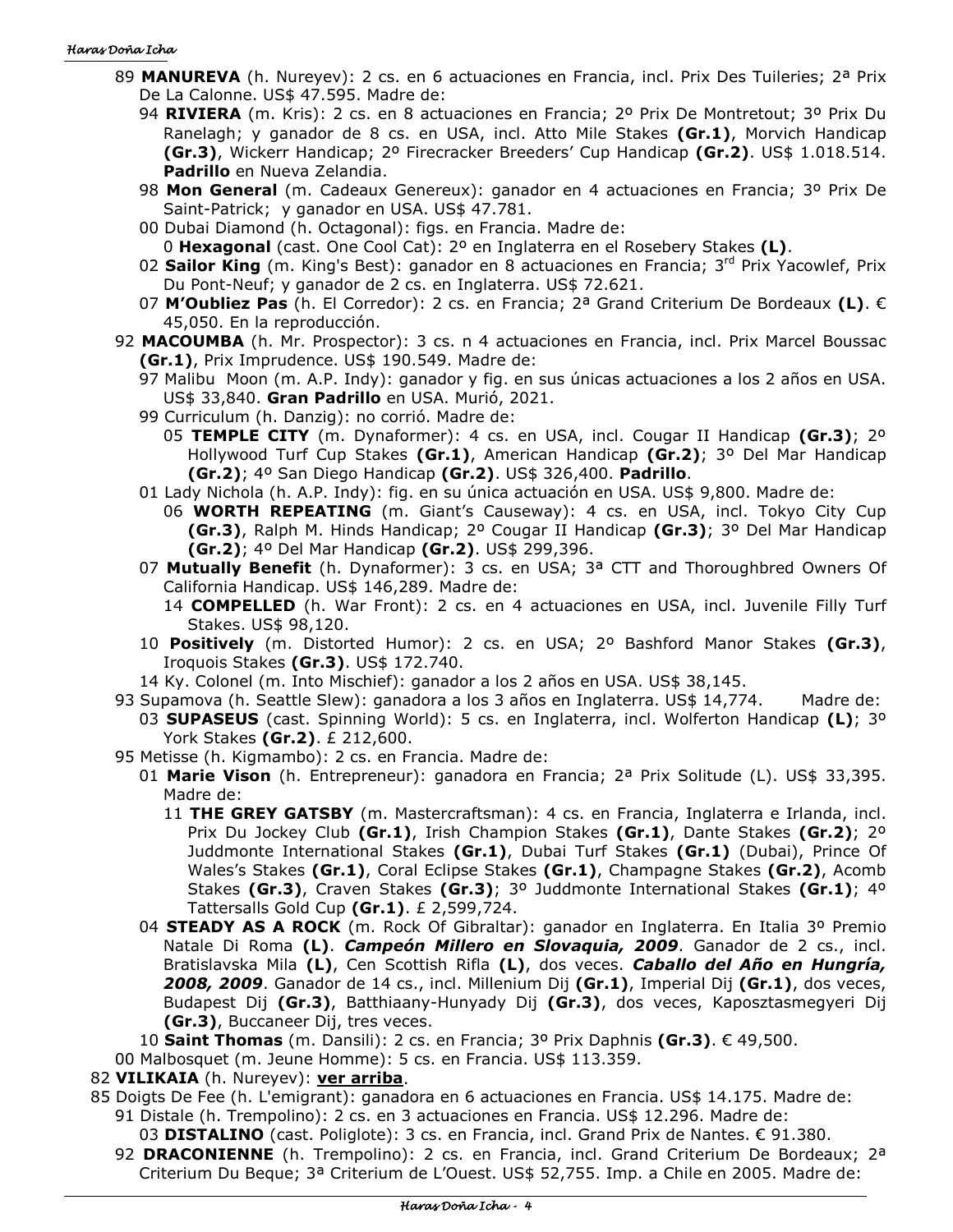89 **MANUREVA** (h. Nureyev): 2 cs. en 6 actuaciones en Francia, incl. Prix Des Tuileries; 2ª Prix De La Calonne. US$ 47.595. Madre de:

94 **RIVIERA** (m. Kris): 2 cs. en 8 actuaciones en Francia; 2º Prix De Montretout; 3º Prix Du Ranelagh; y ganador de 8 cs. en USA, incl. Atto Mile Stakes **(Gr.1)**, Morvich Handicap **(Gr.3)**, Wickerr Handicap; 2º Firecracker Breeders' Cup Handicap **(Gr.2)**. US$ 1.018.514. **Padrillo** en Nueva Zelandia.

98 **Mon General** (m. Cadeaux Genereux): ganador en 4 actuaciones en Francia; 3º Prix De Saint-Patrick; y ganador en USA. US$ 47.781.

00 Dubai Diamond (h. Octagonal): figs. en Francia. Madre de:

0 **Hexagonal** (cast. One Cool Cat): 2º en Inglaterra en el Rosebery Stakes **(L)**.

02 **Sailor King** (m. King's Best): ganador en 8 actuaciones en Francia; 3rd Prix Yacowlef, Prix Du Pont-Neuf; y ganador de 2 cs. en Inglaterra. US$ 72.621.

07 **M'Oubliez Pas** (h. El Corredor): 2 cs. en Francia; 2ª Grand Criterium De Bordeaux **(L)**. € 45,050. En la reproducción.

92 **MACOUMBA** (h. Mr. Prospector): 3 cs. n 4 actuaciones en Francia, incl. Prix Marcel Boussac **(Gr.1)**, Prix Imprudence. US$ 190.549. Madre de:

97 Malibu Moon (m. A.P. Indy): ganador y fig. en sus únicas actuaciones a los 2 años en USA. US$ 33,840. **Gran Padrillo** en USA. Murió, 2021.

99 Curriculum (h. Danzig): no corrió. Madre de:

05 **TEMPLE CITY** (m. Dynaformer): 4 cs. en USA, incl. Cougar II Handicap **(Gr.3)**; 2º Hollywood Turf Cup Stakes **(Gr.1)**, American Handicap **(Gr.2)**; 3º Del Mar Handicap **(Gr.2)**; 4º San Diego Handicap **(Gr.2)**. US$ 326,400. **Padrillo**.

01 Lady Nichola (h. A.P. Indy): fig. en su única actuación en USA. US$ 9,800. Madre de:

06 **WORTH REPEATING** (m. Giant's Causeway): 4 cs. en USA, incl. Tokyo City Cup **(Gr.3)**, Ralph M. Hinds Handicap; 2º Cougar II Handicap **(Gr.3)**; 3º Del Mar Handicap **(Gr.2)**; 4º Del Mar Handicap **(Gr.2)**. US$ 299,396.

07 **Mutually Benefit** (h. Dynaformer): 3 cs. en USA; 3ª CTT and Thoroughbred Owners Of California Handicap. US$ 146,289. Madre de:

14 **COMPELLED** (h. War Front): 2 cs. en 4 actuaciones en USA, incl. Juvenile Filly Turf Stakes. US$ 98,120.

10 **Positively** (m. Distorted Humor): 2 cs. en USA; 2º Bashford Manor Stakes **(Gr.3)**, Iroquois Stakes **(Gr.3)**. US$ 172.740.

14 Ky. Colonel (m. Into Mischief): ganador a los 2 años en USA. US$ 38,145.

93 Supamova (h. Seattle Slew): ganadora a los 3 años en Inglaterra. US$ 14,774. Madre de:

03 **SUPASEUS** (cast. Spinning World): 5 cs. en Inglaterra, incl. Wolferton Handicap **(L)**; 3º York Stakes **(Gr.2)**. £ 212,600.

95 Metisse (h. Kigmambo): 2 cs. en Francia. Madre de:

01 **Marie Vison** (h. Entrepreneur): ganadora en Francia; 2ª Prix Solitude (L). US$ 33,395. Madre de:

11 **THE GREY GATSBY** (m. Mastercraftsman): 4 cs. en Francia, Inglaterra e Irlanda, incl. Prix Du Jockey Club **(Gr.1)**, Irish Champion Stakes **(Gr.1)**, Dante Stakes **(Gr.2)**; 2º Juddmonte International Stakes **(Gr.1)**, Dubai Turf Stakes **(Gr.1)** (Dubai), Prince Of Wales's Stakes **(Gr.1)**, Coral Eclipse Stakes **(Gr.1)**, Champagne Stakes **(Gr.2)**, Acomb Stakes **(Gr.3)**, Craven Stakes **(Gr.3)**; 3º Juddmonte International Stakes **(Gr.1)**; 4º Tattersalls Gold Cup **(Gr.1)**. £ 2,599,724.

04 **STEADY AS A ROCK** (m. Rock Of Gibraltar): ganador en Inglaterra. En Italia 3º Premio Natale Di Roma **(L)**. ***Campeón Millero en Slovaquia, 2009***. Ganador de 2 cs., incl. Bratislavska Mila **(L)**, Cen Scottish Rifla **(L)**, dos veces. ***Caballo del Año en Hungría, 2008, 2009***. Ganador de 14 cs., incl. Millenium Dij **(Gr.1)**, Imperial Dij **(Gr.1)**, dos veces, Budapest Dij **(Gr.3)**, Batthiaany-Hunyady Dij **(Gr.3)**, dos veces, Kaposztasmegyeri Dij **(Gr.3)**, Buccaneer Dij, tres veces.

10 **Saint Thomas** (m. Dansili): 2 cs. en Francia; 3º Prix Daphnis **(Gr.3)**. € 49,500.

00 Malbosquet (m. Jeune Homme): 5 cs. en Francia. US$ 113.359.

82 **VILIKAIA** (h. Nureyev): **ver arriba**.

85 Doigts De Fee (h. L'emigrant): ganadora en 6 actuaciones en Francia. US$ 14.175. Madre de:

91 Distale (h. Trempolino): 2 cs. en 3 actuaciones en Francia. US$ 12.296. Madre de:

03 **DISTALINO** (cast. Poliglote): 3 cs. en Francia, incl. Grand Prix de Nantes. € 91.380.

92 **DRACONIENNE** (h. Trempolino): 2 cs. en Francia, incl. Grand Criterium De Bordeaux; 2ª Criterium Du Beque; 3ª Criterium de L'Ouest. US$ 52,755. Imp. a Chile en 2005. Madre de: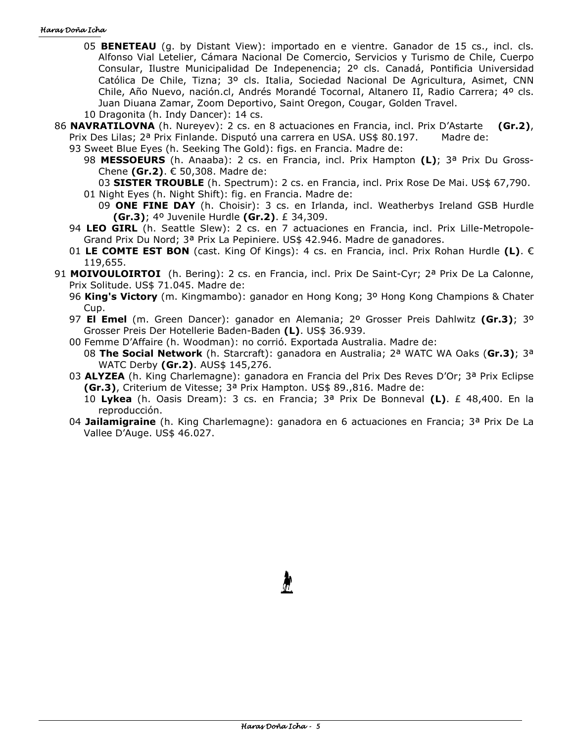05 **BENETEAU** (g. by Distant View): importado en e vientre. Ganador de 15 cs., incl. cls. Alfonso Vial Letelier, Cámara Nacional De Comercio, Servicios y Turismo de Chile, Cuerpo Consular, Ilustre Municipalidad De Indepenencia; 2º cls. Canadá, Pontificia Universidad Católica De Chile, Tizna; 3º cls. Italia, Sociedad Nacional De Agricultura, Asimet, CNN Chile, Año Nuevo, nación.cl, Andrés Morandé Tocornal, Altanero II, Radio Carrera; 4º cls. Juan Diuana Zamar, Zoom Deportivo, Saint Oregon, Cougar, Golden Travel.

10 Dragonita (h. Indy Dancer): 14 cs.

86 **NAVRATILOVNA** (h. Nureyev): 2 cs. en 8 actuaciones en Francia, incl. Prix D'Astarte **(Gr.2)**, Prix Des Lilas; 2ª Prix Finlande. Disputó una carrera en USA. US$ 80.197. Madre de:

93 Sweet Blue Eyes (h. Seeking The Gold): figs. en Francia. Madre de:

98 **MESSOEURS** (h. Anaaba): 2 cs. en Francia, incl. Prix Hampton **(L)**; 3ª Prix Du Gross-Chene **(Gr.2)**. € 50,308. Madre de:

03 **SISTER TROUBLE** (h. Spectrum): 2 cs. en Francia, incl. Prix Rose De Mai. US$ 67,790.

01 Night Eyes (h. Night Shift): fig. en Francia. Madre de:

09 **ONE FINE DAY** (h. Choisir): 3 cs. en Irlanda, incl. Weatherbys Ireland GSB Hurdle **(Gr.3)**; 4º Juvenile Hurdle **(Gr.2)**. £ 34,309.

94 **LEO GIRL** (h. Seattle Slew): 2 cs. en 7 actuaciones en Francia, incl. Prix Lille-Metropole-Grand Prix Du Nord; 3ª Prix La Pepiniere. US$ 42.946. Madre de ganadores.

01 **LE COMTE EST BON** (cast. King Of Kings): 4 cs. en Francia, incl. Prix Rohan Hurdle **(L)**. € 119,655.

91 **MOIVOULOIRTOI** (h. Bering): 2 cs. en Francia, incl. Prix De Saint-Cyr; 2ª Prix De La Calonne, Prix Solitude. US$ 71.045. Madre de:

96 **King's Victory** (m. Kingmambo): ganador en Hong Kong; 3º Hong Kong Champions & Chater Cup.

97 **El Emel** (m. Green Dancer): ganador en Alemania; 2º Grosser Preis Dahlwitz **(Gr.3)**; 3º Grosser Preis Der Hotellerie Baden-Baden **(L)**. US$ 36.939.

00 Femme D'Affaire (h. Woodman): no corrió. Exportada Australia. Madre de:

08 **The Social Network** (h. Starcraft): ganadora en Australia; 2ª WATC WA Oaks (**Gr.3)**; 3ª WATC Derby **(Gr.2)**. AUS$ 145,276.

03 **ALYZEA** (h. King Charlemagne): ganadora en Francia del Prix Des Reves D'Or; 3ª Prix Eclipse **(Gr.3)**, Criterium de Vitesse; 3ª Prix Hampton. US$ 89.,816. Madre de:

10 **Lykea** (h. Oasis Dream): 3 cs. en Francia; 3ª Prix De Bonneval **(L)**. £ 48,400. En la reproducción.

04 **Jailamigraine** (h. King Charlemagne): ganadora en 6 actuaciones en Francia; 3ª Prix De La Vallee D'Auge. US$ 46.027.